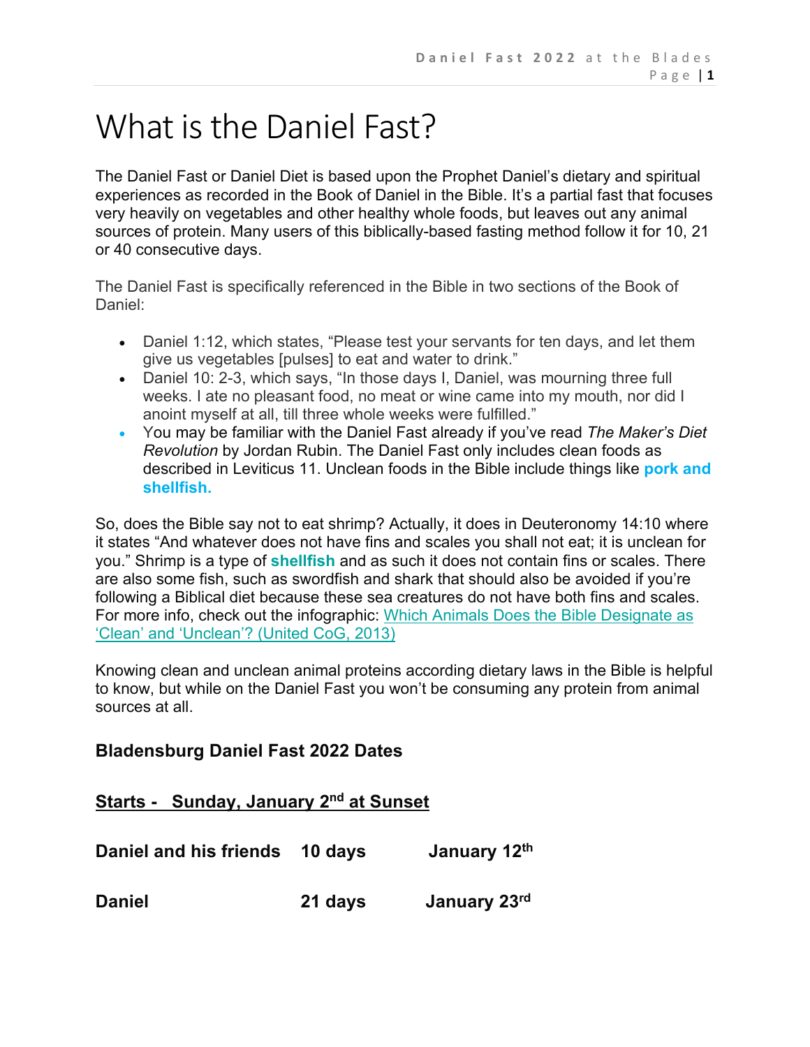# What is the Daniel Fast?

The Daniel Fast or Daniel Diet is based upon the Prophet Daniel's dietary and spiritual experiences as recorded in the Book of Daniel in the Bible. It's a partial fast that focuses very heavily on vegetables and other healthy whole foods, but leaves out any animal sources of protein. Many users of this biblically-based fasting method follow it for 10, 21 or 40 consecutive days.

The Daniel Fast is specifically referenced in the Bible in two sections of the Book of Daniel:

- Daniel 1:12, which states, "Please test your servants for ten days, and let them give us vegetables [pulses] to eat and water to drink."
- Daniel 10: 2-3, which says, "In those days I, Daniel, was mourning three full weeks. I ate no pleasant food, no meat or wine came into my mouth, nor did I anoint myself at all, till three whole weeks were fulfilled."
- You may be familiar with the Daniel Fast already if you've read *The Maker's Diet Revolution* by Jordan Rubin. The Daniel Fast only includes clean foods as described in Leviticus 11. Unclean foods in the Bible include things like **pork and shellfish.**

So, does the Bible say not to eat shrimp? Actually, it does in Deuteronomy 14:10 where it states "And whatever does not have fins and scales you shall not eat; it is unclean for you." Shrimp is a type of **shellfish** and as such it does not contain fins or scales. There are also some fish, such as swordfish and shark that should also be avoided if you're following a Biblical diet because these sea creatures do not have both fins and scales. For more info, check out the infographic: Which Animals Does the Bible Designate as 'Clean' and 'Unclean'? (United CoG, 2013)

Knowing clean and unclean animal proteins according dietary laws in the Bible is helpful to know, but while on the Daniel Fast you won't be consuming any protein from animal sources at all.

### Bladensburg Daniel Fast 2022 Dates

**Starts - Sunday, January 2nd at Sunset**

| | | |
|---|---|---|
| **Daniel and his friends** | **10 days** | **January 12th** |
| **Daniel** | **21 days** | **January 23rd** |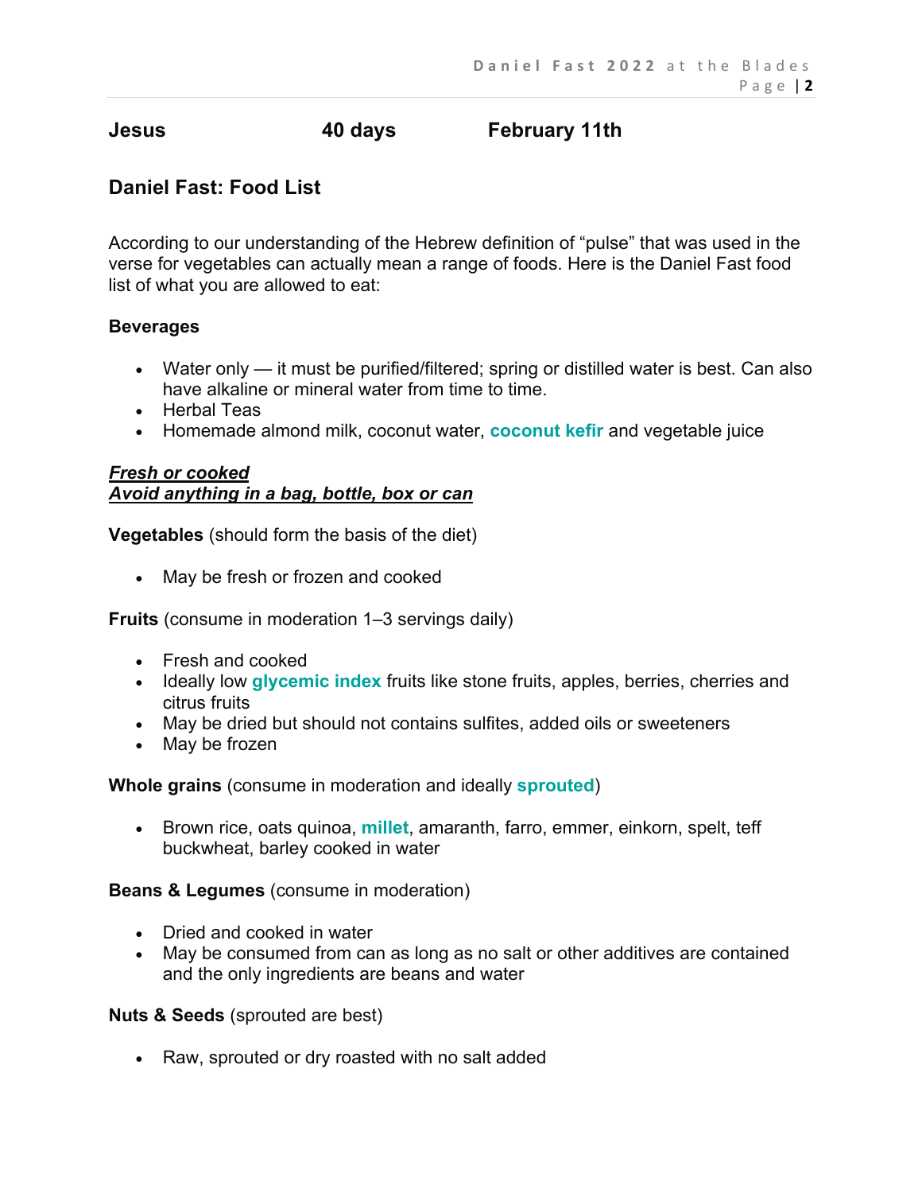**Jesus** **40 days** **February 11th**

## Daniel Fast: Food List

According to our understanding of the Hebrew definition of "pulse" that was used in the verse for vegetables can actually mean a range of foods. Here is the Daniel Fast food list of what you are allowed to eat:

**Beverages**

- Water only — it must be purified/filtered; spring or distilled water is best. Can also have alkaline or mineral water from time to time.
- Herbal Teas
- Homemade almond milk, coconut water, **coconut kefir** and vegetable juice

***Fresh or cooked***
***Avoid anything in a bag, bottle, box or can***

**Vegetables** (should form the basis of the diet)

- May be fresh or frozen and cooked

**Fruits** (consume in moderation 1–3 servings daily)

- Fresh and cooked
- Ideally low **glycemic index** fruits like stone fruits, apples, berries, cherries and citrus fruits
- May be dried but should not contains sulfites, added oils or sweeteners
- May be frozen

**Whole grains** (consume in moderation and ideally **sprouted**)

- Brown rice, oats quinoa, **millet**, amaranth, farro, emmer, einkorn, spelt, teff buckwheat, barley cooked in water

**Beans & Legumes** (consume in moderation)

- Dried and cooked in water
- May be consumed from can as long as no salt or other additives are contained and the only ingredients are beans and water

**Nuts & Seeds** (sprouted are best)

- Raw, sprouted or dry roasted with no salt added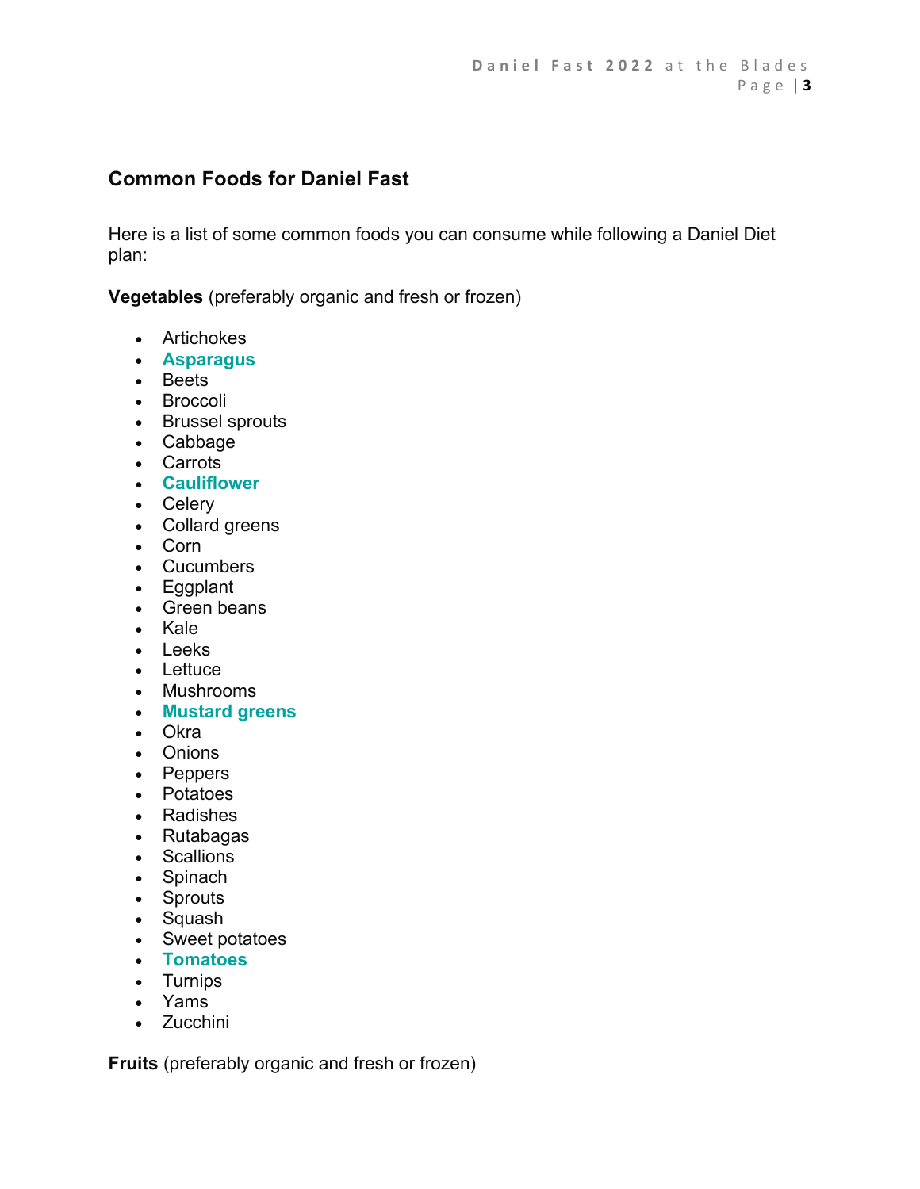### Common Foods for Daniel Fast

Here is a list of some common foods you can consume while following a Daniel Diet plan:

**Vegetables** (preferably organic and fresh or frozen)

- Artichokes
- **Asparagus**
- Beets
- Broccoli
- Brussel sprouts
- Cabbage
- Carrots
- **Cauliflower**
- Celery
- Collard greens
- Corn
- Cucumbers
- Eggplant
- Green beans
- Kale
- Leeks
- Lettuce
- Mushrooms
- **Mustard greens**
- Okra
- Onions
- Peppers
- Potatoes
- Radishes
- Rutabagas
- Scallions
- Spinach
- Sprouts
- Squash
- Sweet potatoes
- **Tomatoes**
- Turnips
- Yams
- Zucchini

**Fruits** (preferably organic and fresh or frozen)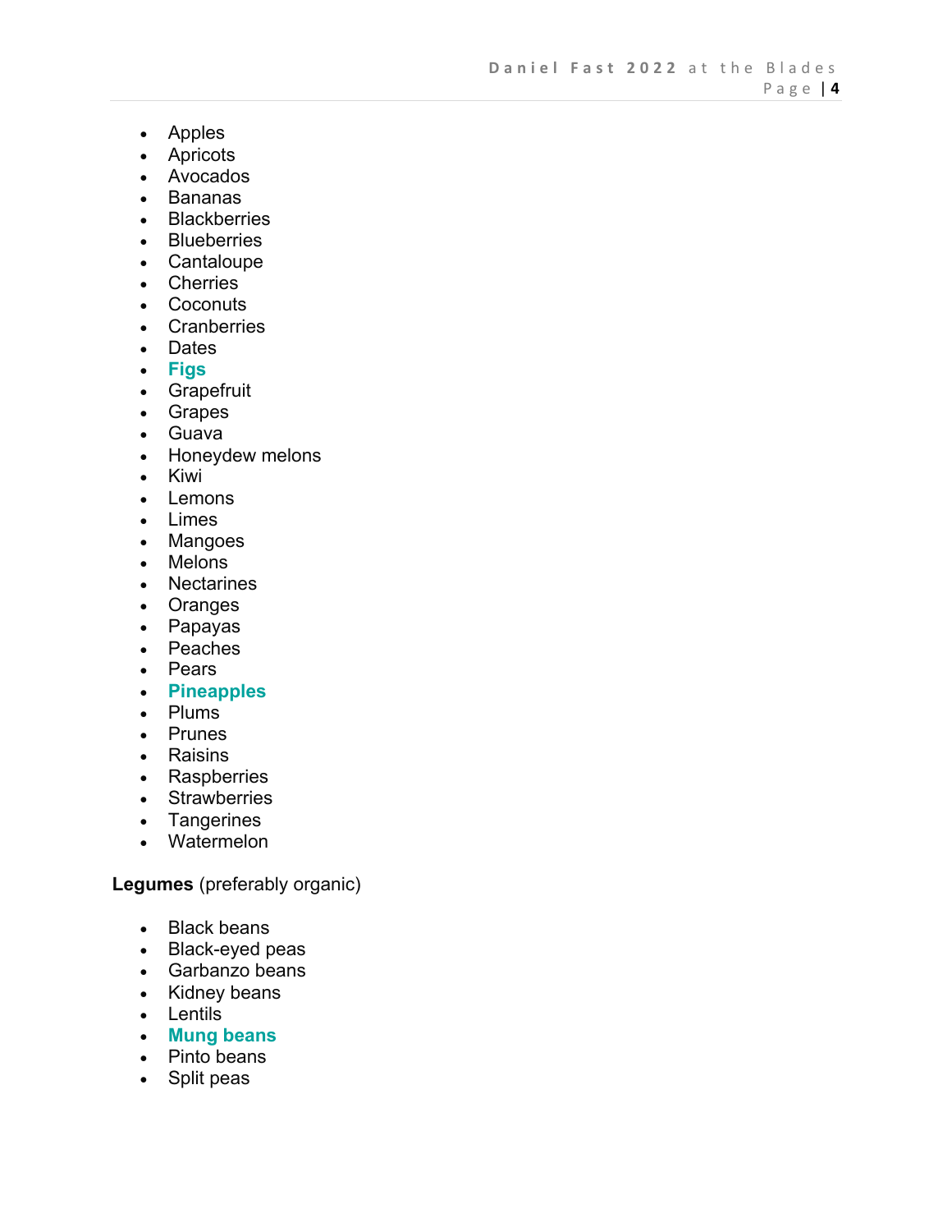- Apples
- Apricots
- Avocados
- Bananas
- Blackberries
- Blueberries
- Cantaloupe
- Cherries
- Coconuts
- Cranberries
- Dates
- **Figs**
- Grapefruit
- Grapes
- Guava
- Honeydew melons
- Kiwi
- Lemons
- Limes
- Mangoes
- Melons
- Nectarines
- Oranges
- Papayas
- Peaches
- Pears
- **Pineapples**
- Plums
- Prunes
- Raisins
- Raspberries
- Strawberries
- Tangerines
- Watermelon

**Legumes** (preferably organic)

- Black beans
- Black-eyed peas
- Garbanzo beans
- Kidney beans
- Lentils
- **Mung beans**
- Pinto beans
- Split peas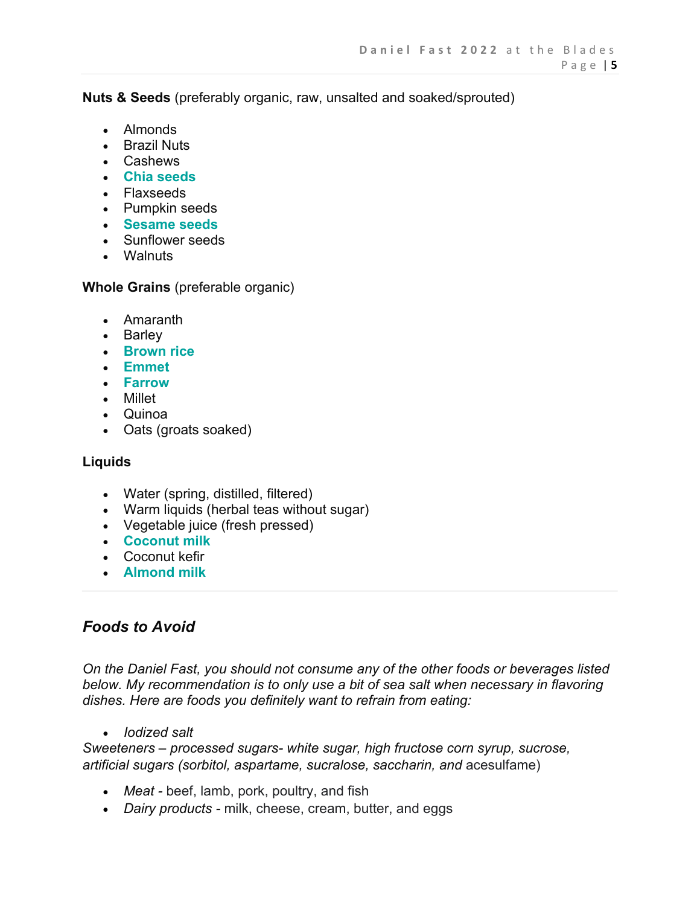**Nuts & Seeds** (preferably organic, raw, unsalted and soaked/sprouted)

- Almonds
- Brazil Nuts
- Cashews
- **Chia seeds**
- Flaxseeds
- Pumpkin seeds
- **Sesame seeds**
- Sunflower seeds
- Walnuts

**Whole Grains** (preferable organic)

- Amaranth
- Barley
- **Brown rice**
- **Emmet**
- **Farrow**
- Millet
- Quinoa
- Oats (groats soaked)

**Liquids**

- Water (spring, distilled, filtered)
- Warm liquids (herbal teas without sugar)
- Vegetable juice (fresh pressed)
- **Coconut milk**
- Coconut kefir
- **Almond milk**

---

## *Foods to Avoid*

*On the Daniel Fast, you should not consume any of the other foods or beverages listed below. My recommendation is to only use a bit of sea salt when necessary in flavoring dishes. Here are foods you definitely want to refrain from eating:*

- *Iodized salt*

*Sweeteners – processed sugars- white sugar, high fructose corn syrup, sucrose, artificial sugars (sorbitol, aspartame, sucralose, saccharin, and* acesulfame)

- *Meat* - beef, lamb, pork, poultry, and fish
- *Dairy products* - milk, cheese, cream, butter, and eggs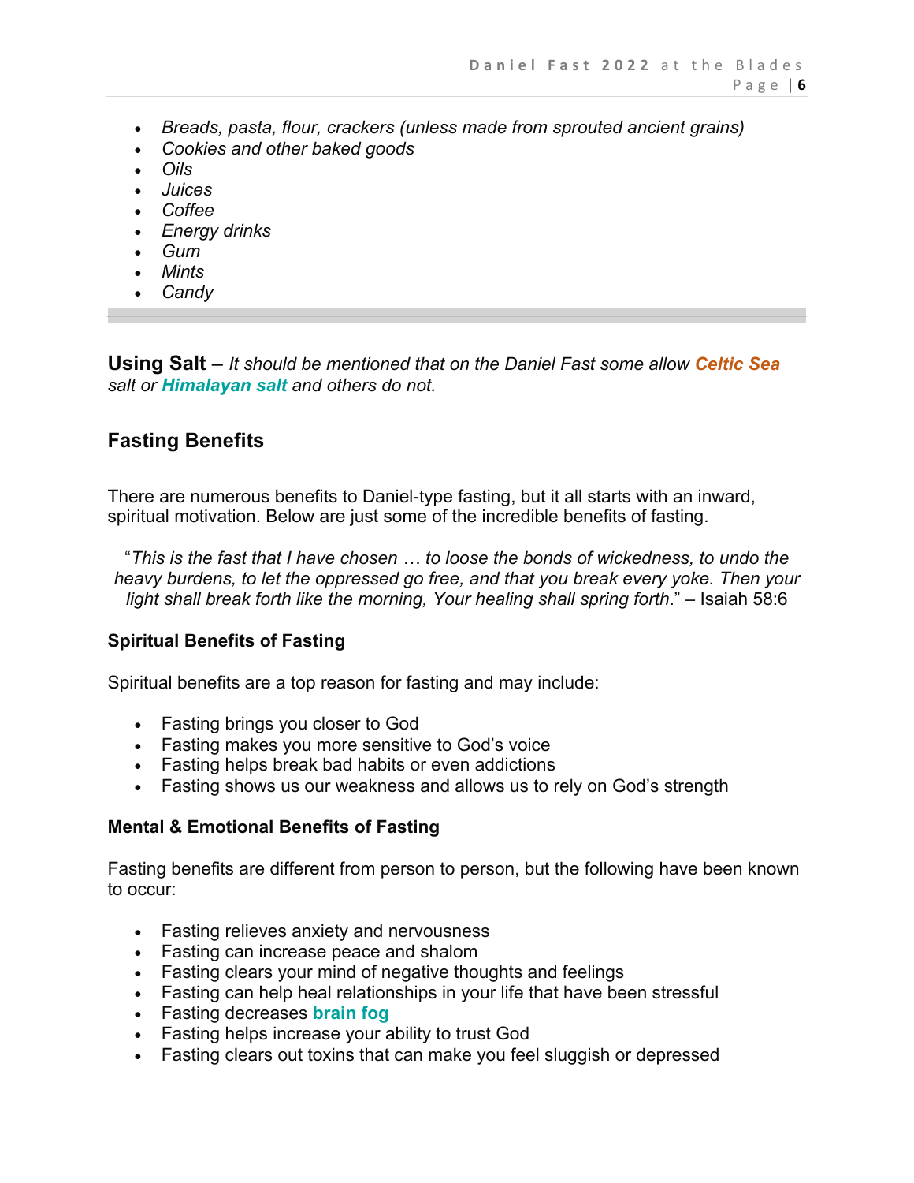- *Breads, pasta, flour, crackers (unless made from sprouted ancient grains)*
- *Cookies and other baked goods*
- *Oils*
- *Juices*
- *Coffee*
- *Energy drinks*
- *Gum*
- *Mints*
- *Candy*

---

**Using Salt –** *It should be mentioned that on the Daniel Fast some allow* ***Celtic Sea*** *salt or* ***Himalayan salt*** *and others do not.*

## Fasting Benefits

There are numerous benefits to Daniel-type fasting, but it all starts with an inward, spiritual motivation. Below are just some of the incredible benefits of fasting.

> "*This is the fast that I have chosen … to loose the bonds of wickedness, to undo the heavy burdens, to let the oppressed go free, and that you break every yoke. Then your light shall break forth like the morning, Your healing shall spring forth*." – Isaiah 58:6

### Spiritual Benefits of Fasting

Spiritual benefits are a top reason for fasting and may include:

- Fasting brings you closer to God
- Fasting makes you more sensitive to God's voice
- Fasting helps break bad habits or even addictions
- Fasting shows us our weakness and allows us to rely on God's strength

### Mental & Emotional Benefits of Fasting

Fasting benefits are different from person to person, but the following have been known to occur:

- Fasting relieves anxiety and nervousness
- Fasting can increase peace and shalom
- Fasting clears your mind of negative thoughts and feelings
- Fasting can help heal relationships in your life that have been stressful
- Fasting decreases **brain fog**
- Fasting helps increase your ability to trust God
- Fasting clears out toxins that can make you feel sluggish or depressed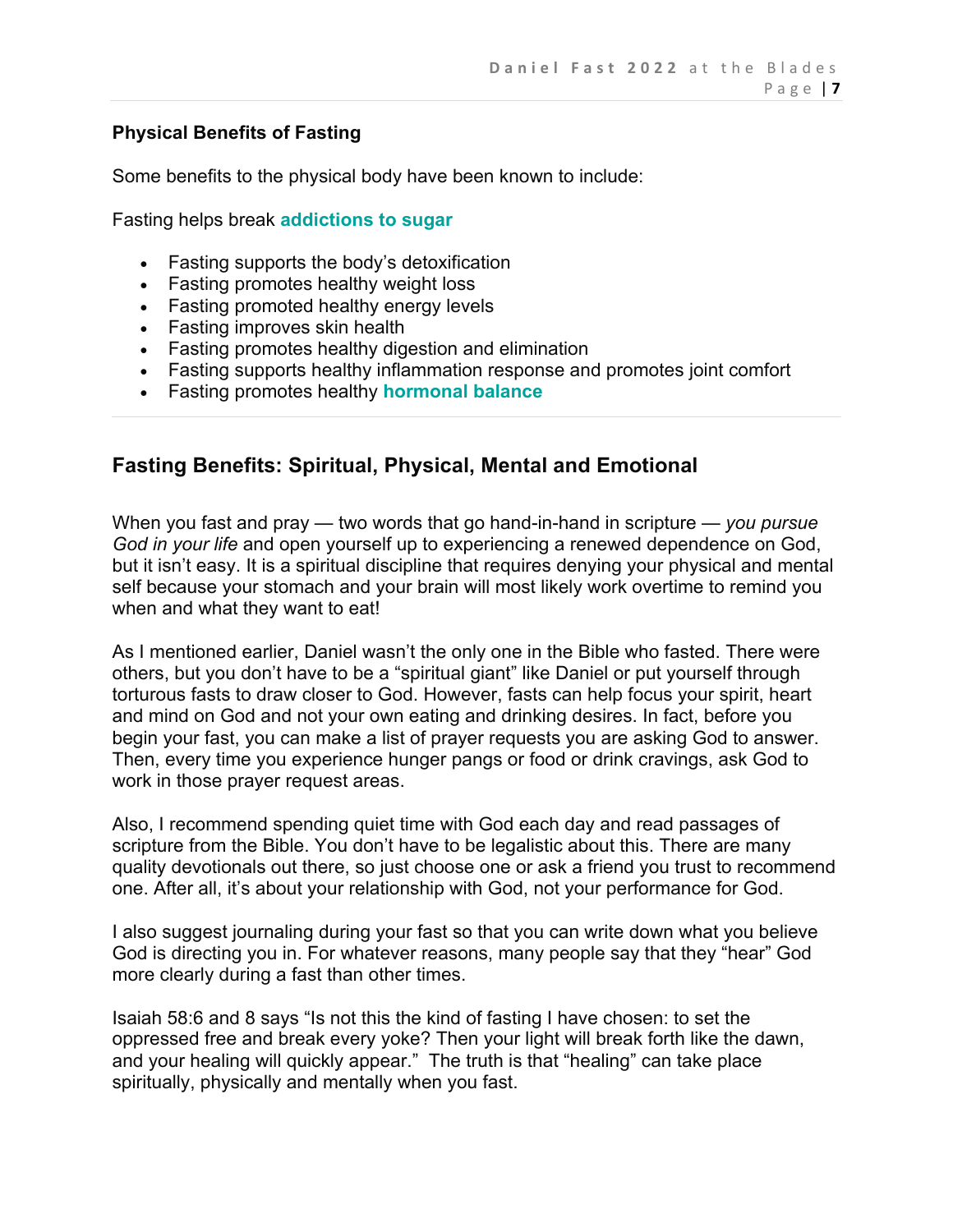**Physical Benefits of Fasting**

Some benefits to the physical body have been known to include:

Fasting helps break **addictions to sugar**

- Fasting supports the body's detoxification
- Fasting promotes healthy weight loss
- Fasting promoted healthy energy levels
- Fasting improves skin health
- Fasting promotes healthy digestion and elimination
- Fasting supports healthy inflammation response and promotes joint comfort
- Fasting promotes healthy **hormonal balance**

---

## Fasting Benefits: Spiritual, Physical, Mental and Emotional

When you fast and pray — two words that go hand-in-hand in scripture — *you pursue God in your life* and open yourself up to experiencing a renewed dependence on God, but it isn't easy. It is a spiritual discipline that requires denying your physical and mental self because your stomach and your brain will most likely work overtime to remind you when and what they want to eat!

As I mentioned earlier, Daniel wasn't the only one in the Bible who fasted. There were others, but you don't have to be a "spiritual giant" like Daniel or put yourself through torturous fasts to draw closer to God. However, fasts can help focus your spirit, heart and mind on God and not your own eating and drinking desires. In fact, before you begin your fast, you can make a list of prayer requests you are asking God to answer. Then, every time you experience hunger pangs or food or drink cravings, ask God to work in those prayer request areas.

Also, I recommend spending quiet time with God each day and read passages of scripture from the Bible. You don't have to be legalistic about this. There are many quality devotionals out there, so just choose one or ask a friend you trust to recommend one. After all, it's about your relationship with God, not your performance for God.

I also suggest journaling during your fast so that you can write down what you believe God is directing you in. For whatever reasons, many people say that they "hear" God more clearly during a fast than other times.

Isaiah 58:6 and 8 says "Is not this the kind of fasting I have chosen: to set the oppressed free and break every yoke? Then your light will break forth like the dawn, and your healing will quickly appear." The truth is that "healing" can take place spiritually, physically and mentally when you fast.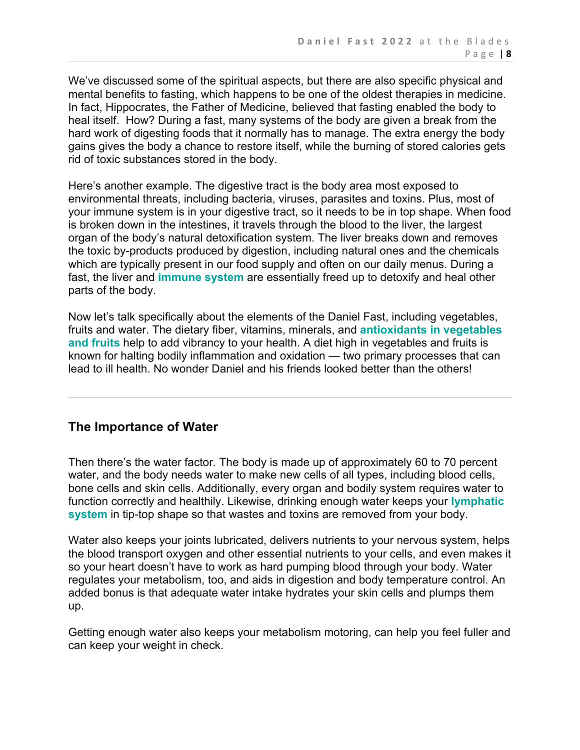We've discussed some of the spiritual aspects, but there are also specific physical and mental benefits to fasting, which happens to be one of the oldest therapies in medicine. In fact, Hippocrates, the Father of Medicine, believed that fasting enabled the body to heal itself.  How? During a fast, many systems of the body are given a break from the hard work of digesting foods that it normally has to manage. The extra energy the body gains gives the body a chance to restore itself, while the burning of stored calories gets rid of toxic substances stored in the body.

Here's another example. The digestive tract is the body area most exposed to environmental threats, including bacteria, viruses, parasites and toxins. Plus, most of your immune system is in your digestive tract, so it needs to be in top shape. When food is broken down in the intestines, it travels through the blood to the liver, the largest organ of the body's natural detoxification system. The liver breaks down and removes the toxic by-products produced by digestion, including natural ones and the chemicals which are typically present in our food supply and often on our daily menus. During a fast, the liver and **immune system** are essentially freed up to detoxify and heal other parts of the body.

Now let's talk specifically about the elements of the Daniel Fast, including vegetables, fruits and water. The dietary fiber, vitamins, minerals, and **antioxidants in vegetables and fruits** help to add vibrancy to your health. A diet high in vegetables and fruits is known for halting bodily inflammation and oxidation — two primary processes that can lead to ill health. No wonder Daniel and his friends looked better than the others!

---

## The Importance of Water

Then there's the water factor. The body is made up of approximately 60 to 70 percent water, and the body needs water to make new cells of all types, including blood cells, bone cells and skin cells. Additionally, every organ and bodily system requires water to function correctly and healthily. Likewise, drinking enough water keeps your **lymphatic system** in tip-top shape so that wastes and toxins are removed from your body.

Water also keeps your joints lubricated, delivers nutrients to your nervous system, helps the blood transport oxygen and other essential nutrients to your cells, and even makes it so your heart doesn't have to work as hard pumping blood through your body. Water regulates your metabolism, too, and aids in digestion and body temperature control. An added bonus is that adequate water intake hydrates your skin cells and plumps them up.

Getting enough water also keeps your metabolism motoring, can help you feel fuller and can keep your weight in check.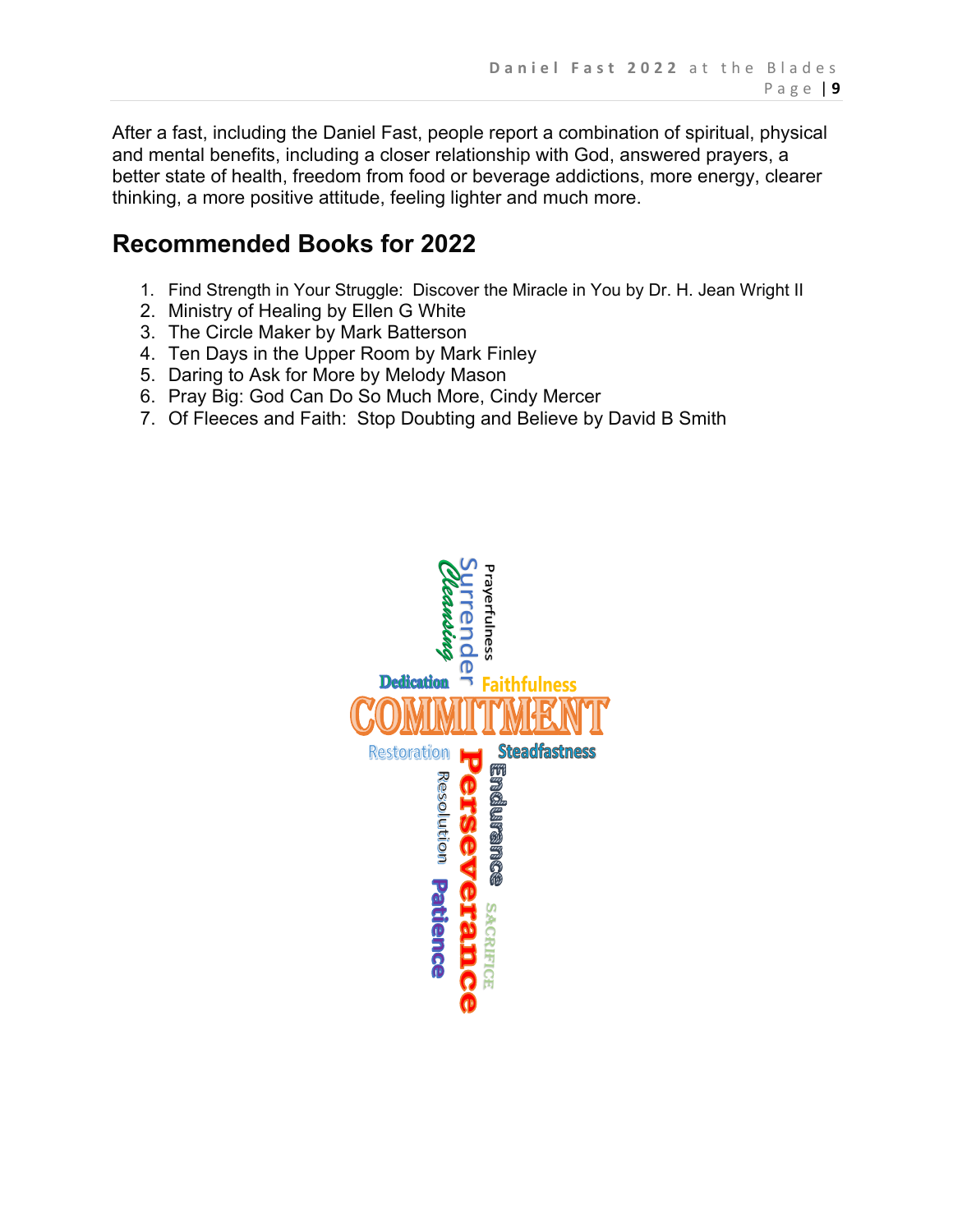After a fast, including the Daniel Fast, people report a combination of spiritual, physical and mental benefits, including a closer relationship with God, answered prayers, a better state of health, freedom from food or beverage addictions, more energy, clearer thinking, a more positive attitude, feeling lighter and much more.

## Recommended Books for 2022

1. Find Strength in Your Struggle: Discover the Miracle in You by Dr. H. Jean Wright II
2. Ministry of Healing by Ellen G White
3. The Circle Maker by Mark Batterson
4. Ten Days in the Upper Room by Mark Finley
5. Daring to Ask for More by Melody Mason
6. Pray Big: God Can Do So Much More, Cindy Mercer
7. Of Fleeces and Faith: Stop Doubting and Believe by David B Smith

Cleansing Surrender Prayerfulness
Dedication Faithfulness
COMMITMENT
Restoration Steadfastness
Resolution Perseverance Endurance
Patience SACRIFICE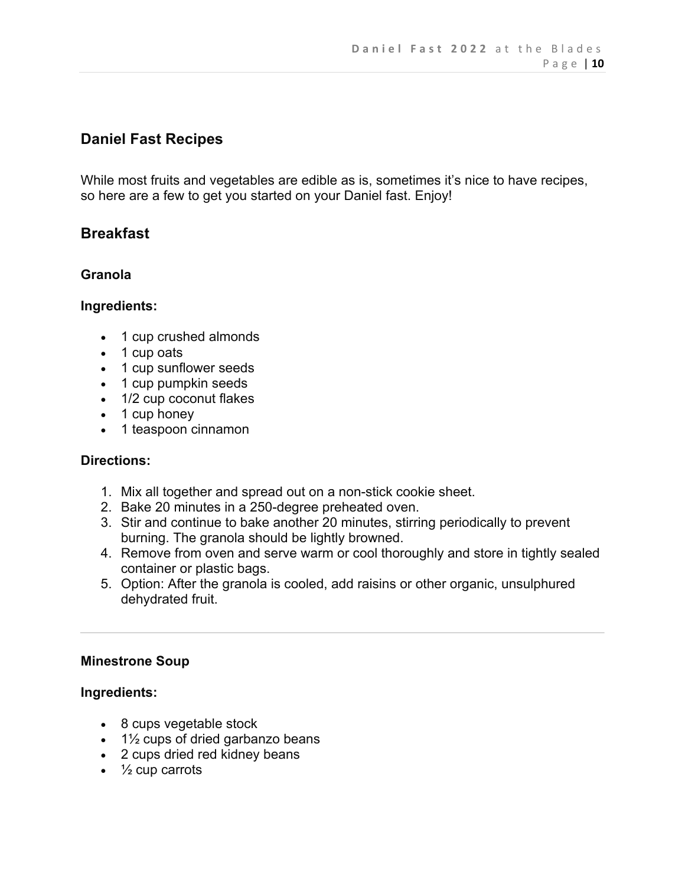## Daniel Fast Recipes

While most fruits and vegetables are edible as is, sometimes it's nice to have recipes, so here are a few to get you started on your Daniel fast. Enjoy!

## Breakfast

### Granola

**Ingredients:**

- 1 cup crushed almonds
- 1 cup oats
- 1 cup sunflower seeds
- 1 cup pumpkin seeds
- 1/2 cup coconut flakes
- 1 cup honey
- 1 teaspoon cinnamon

**Directions:**

1. Mix all together and spread out on a non-stick cookie sheet.
2. Bake 20 minutes in a 250-degree preheated oven.
3. Stir and continue to bake another 20 minutes, stirring periodically to prevent burning. The granola should be lightly browned.
4. Remove from oven and serve warm or cool thoroughly and store in tightly sealed container or plastic bags.
5. Option: After the granola is cooled, add raisins or other organic, unsulphured dehydrated fruit.

---

### Minestrone Soup

**Ingredients:**

- 8 cups vegetable stock
- 1½ cups of dried garbanzo beans
- 2 cups dried red kidney beans
- ½ cup carrots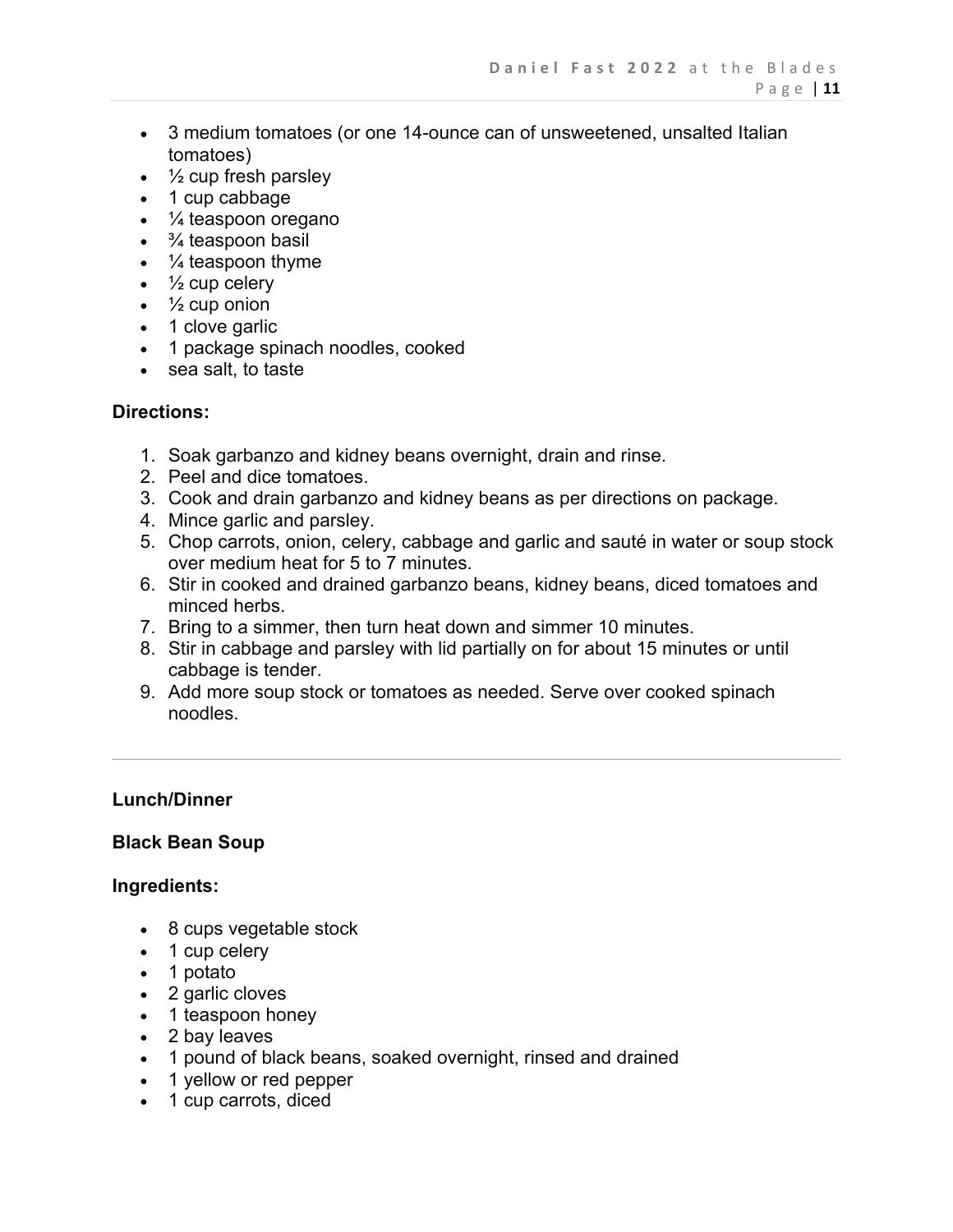- 3 medium tomatoes (or one 14-ounce can of unsweetened, unsalted Italian tomatoes)
- ½ cup fresh parsley
- 1 cup cabbage
- ¼ teaspoon oregano
- ¾ teaspoon basil
- ¼ teaspoon thyme
- ½ cup celery
- ½ cup onion
- 1 clove garlic
- 1 package spinach noodles, cooked
- sea salt, to taste

**Directions:**

1. Soak garbanzo and kidney beans overnight, drain and rinse.
2. Peel and dice tomatoes.
3. Cook and drain garbanzo and kidney beans as per directions on package.
4. Mince garlic and parsley.
5. Chop carrots, onion, celery, cabbage and garlic and sauté in water or soup stock over medium heat for 5 to 7 minutes.
6. Stir in cooked and drained garbanzo beans, kidney beans, diced tomatoes and minced herbs.
7. Bring to a simmer, then turn heat down and simmer 10 minutes.
8. Stir in cabbage and parsley with lid partially on for about 15 minutes or until cabbage is tender.
9. Add more soup stock or tomatoes as needed. Serve over cooked spinach noodles.

---

**Lunch/Dinner**

**Black Bean Soup**

**Ingredients:**

- 8 cups vegetable stock
- 1 cup celery
- 1 potato
- 2 garlic cloves
- 1 teaspoon honey
- 2 bay leaves
- 1 pound of black beans, soaked overnight, rinsed and drained
- 1 yellow or red pepper
- 1 cup carrots, diced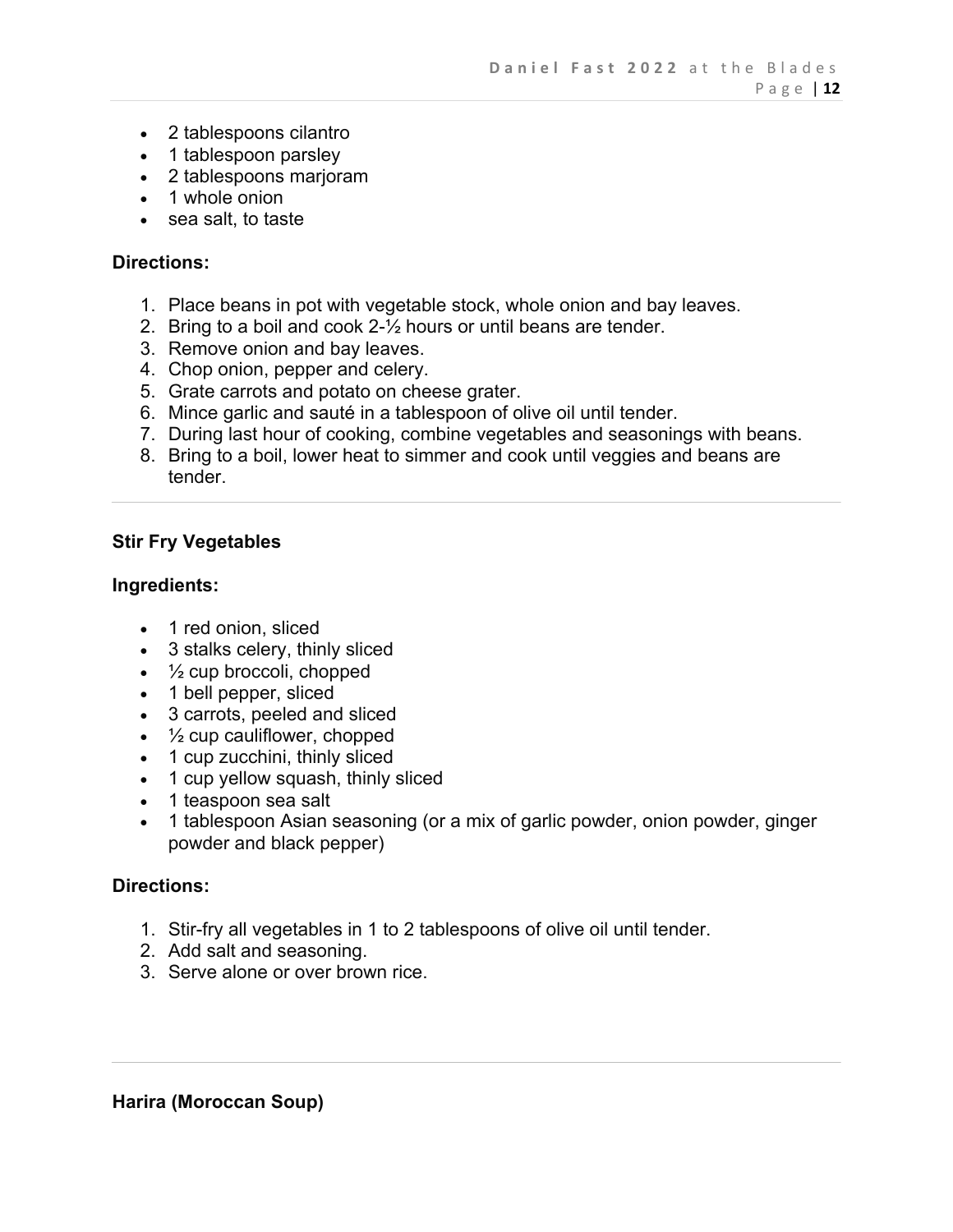- 2 tablespoons cilantro
- 1 tablespoon parsley
- 2 tablespoons marjoram
- 1 whole onion
- sea salt, to taste

**Directions:**

1. Place beans in pot with vegetable stock, whole onion and bay leaves.
2. Bring to a boil and cook 2-½ hours or until beans are tender.
3. Remove onion and bay leaves.
4. Chop onion, pepper and celery.
5. Grate carrots and potato on cheese grater.
6. Mince garlic and sauté in a tablespoon of olive oil until tender.
7. During last hour of cooking, combine vegetables and seasonings with beans.
8. Bring to a boil, lower heat to simmer and cook until veggies and beans are tender.

---

**Stir Fry Vegetables**

**Ingredients:**

- 1 red onion, sliced
- 3 stalks celery, thinly sliced
- ½ cup broccoli, chopped
- 1 bell pepper, sliced
- 3 carrots, peeled and sliced
- ½ cup cauliflower, chopped
- 1 cup zucchini, thinly sliced
- 1 cup yellow squash, thinly sliced
- 1 teaspoon sea salt
- 1 tablespoon Asian seasoning (or a mix of garlic powder, onion powder, ginger powder and black pepper)

**Directions:**

1. Stir-fry all vegetables in 1 to 2 tablespoons of olive oil until tender.
2. Add salt and seasoning.
3. Serve alone or over brown rice.

---

**Harira (Moroccan Soup)**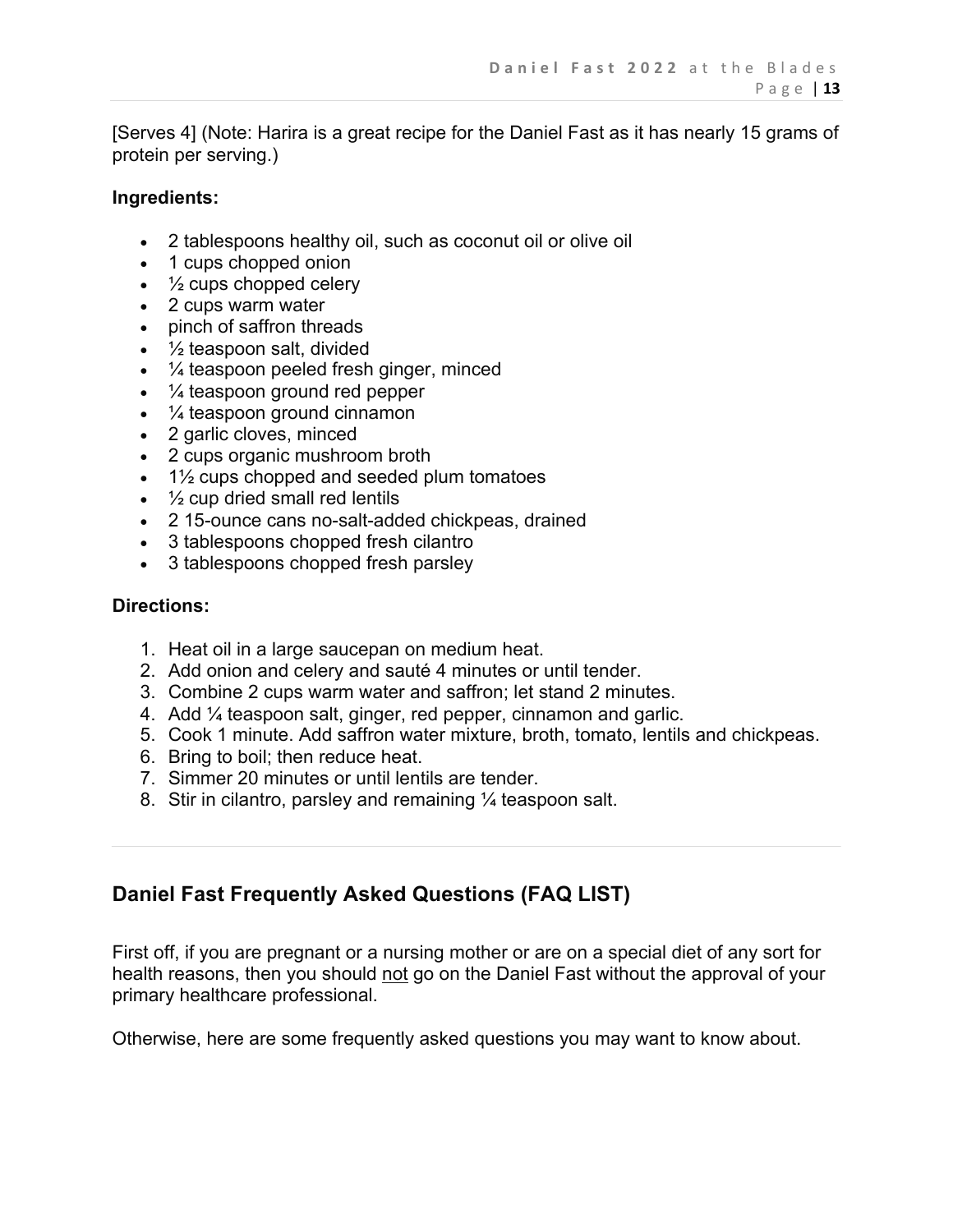[Serves 4] (Note: Harira is a great recipe for the Daniel Fast as it has nearly 15 grams of protein per serving.)

**Ingredients:**

- 2 tablespoons healthy oil, such as coconut oil or olive oil
- 1 cups chopped onion
- ½ cups chopped celery
- 2 cups warm water
- pinch of saffron threads
- ½ teaspoon salt, divided
- ¼ teaspoon peeled fresh ginger, minced
- ¼ teaspoon ground red pepper
- ¼ teaspoon ground cinnamon
- 2 garlic cloves, minced
- 2 cups organic mushroom broth
- 1½ cups chopped and seeded plum tomatoes
- ½ cup dried small red lentils
- 2 15-ounce cans no-salt-added chickpeas, drained
- 3 tablespoons chopped fresh cilantro
- 3 tablespoons chopped fresh parsley

**Directions:**

1. Heat oil in a large saucepan on medium heat.
2. Add onion and celery and sauté 4 minutes or until tender.
3. Combine 2 cups warm water and saffron; let stand 2 minutes.
4. Add ¼ teaspoon salt, ginger, red pepper, cinnamon and garlic.
5. Cook 1 minute. Add saffron water mixture, broth, tomato, lentils and chickpeas.
6. Bring to boil; then reduce heat.
7. Simmer 20 minutes or until lentils are tender.
8. Stir in cilantro, parsley and remaining ¼ teaspoon salt.

---

## Daniel Fast Frequently Asked Questions (FAQ LIST)

First off, if you are pregnant or a nursing mother or are on a special diet of any sort for health reasons, then you should <u>not</u> go on the Daniel Fast without the approval of your primary healthcare professional.

Otherwise, here are some frequently asked questions you may want to know about.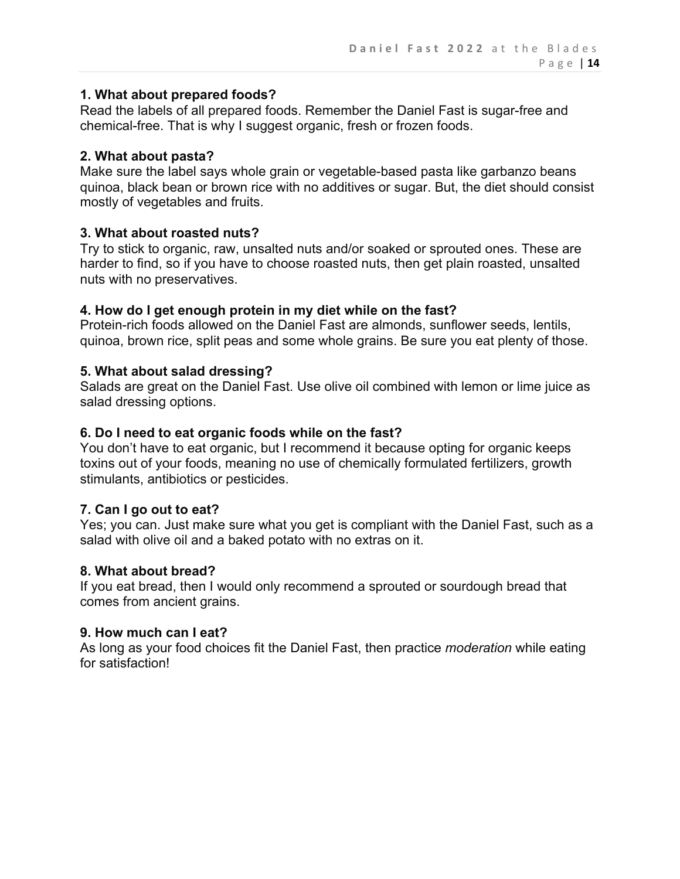**1. What about prepared foods?**
Read the labels of all prepared foods. Remember the Daniel Fast is sugar-free and chemical-free. That is why I suggest organic, fresh or frozen foods.

**2. What about pasta?**
Make sure the label says whole grain or vegetable-based pasta like garbanzo beans quinoa, black bean or brown rice with no additives or sugar. But, the diet should consist mostly of vegetables and fruits.

**3. What about roasted nuts?**
Try to stick to organic, raw, unsalted nuts and/or soaked or sprouted ones. These are harder to find, so if you have to choose roasted nuts, then get plain roasted, unsalted nuts with no preservatives.

**4. How do I get enough protein in my diet while on the fast?**
Protein-rich foods allowed on the Daniel Fast are almonds, sunflower seeds, lentils, quinoa, brown rice, split peas and some whole grains. Be sure you eat plenty of those.

**5. What about salad dressing?**
Salads are great on the Daniel Fast. Use olive oil combined with lemon or lime juice as salad dressing options.

**6. Do I need to eat organic foods while on the fast?**
You don't have to eat organic, but I recommend it because opting for organic keeps toxins out of your foods, meaning no use of chemically formulated fertilizers, growth stimulants, antibiotics or pesticides.

**7. Can I go out to eat?**
Yes; you can. Just make sure what you get is compliant with the Daniel Fast, such as a salad with olive oil and a baked potato with no extras on it.

**8. What about bread?**
If you eat bread, then I would only recommend a sprouted or sourdough bread that comes from ancient grains.

**9. How much can I eat?**
As long as your food choices fit the Daniel Fast, then practice *moderation* while eating for satisfaction!